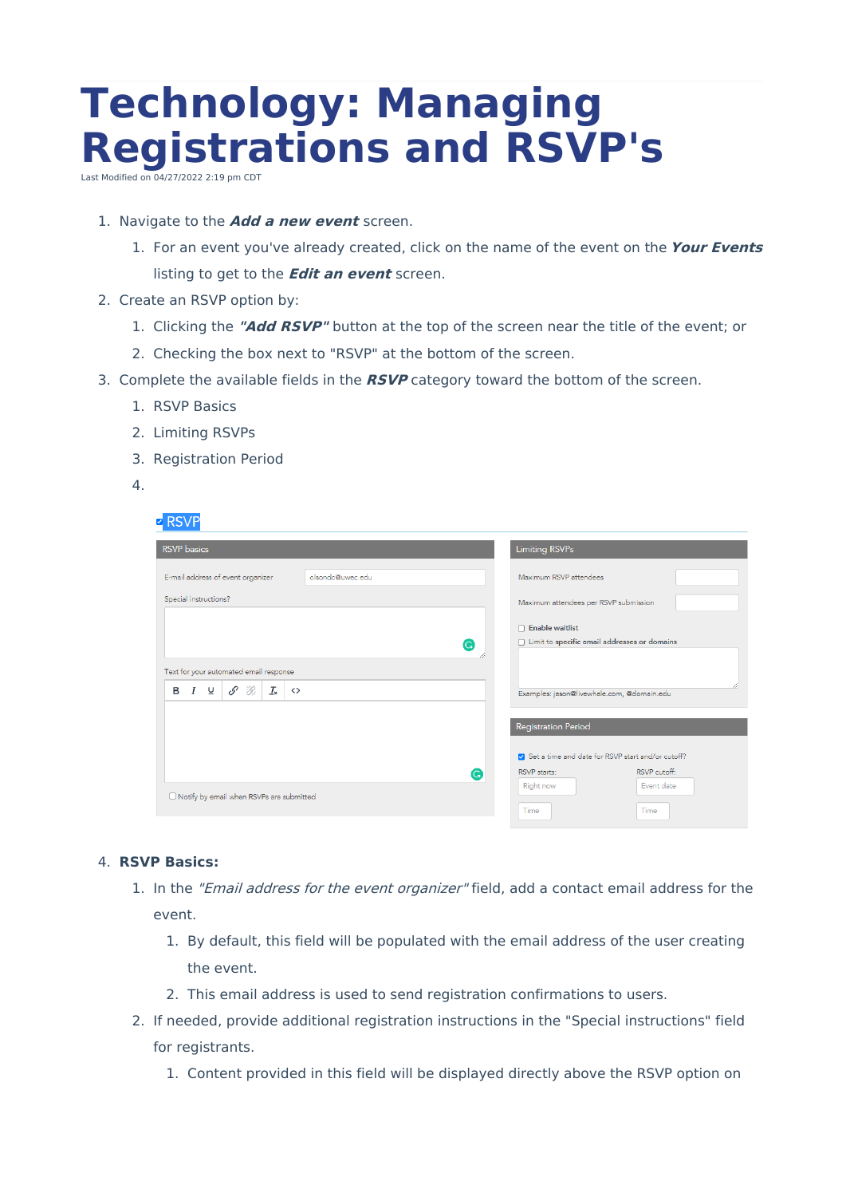# Technology: Managing Registrations and RSVP's

Last Modified on 04/27/2022 2:19 pm CDT

1. Navigate to the ***Add a new event*** screen.
   1. For an event you've already created, click on the name of the event on the ***Your Events*** listing to get to the ***Edit an event*** screen.
2. Create an RSVP option by:
   1. Clicking the ***"Add RSVP"*** button at the top of the screen near the title of the event; or
   2. Checking the box next to "RSVP" at the bottom of the screen.
3. Complete the available fields in the ***RSVP*** category toward the bottom of the screen.
   1. RSVP Basics
   2. Limiting RSVPs
   3. Registration Period
   4. 

4. **RSVP Basics:**
   1. In the *"Email address for the event organizer"* field, add a contact email address for the event.
      1. By default, this field will be populated with the email address of the user creating the event.
      2. This email address is used to send registration confirmations to users.
   2. If needed, provide additional registration instructions in the "Special instructions" field for registrants.
      1. Content provided in this field will be displayed directly above the RSVP option on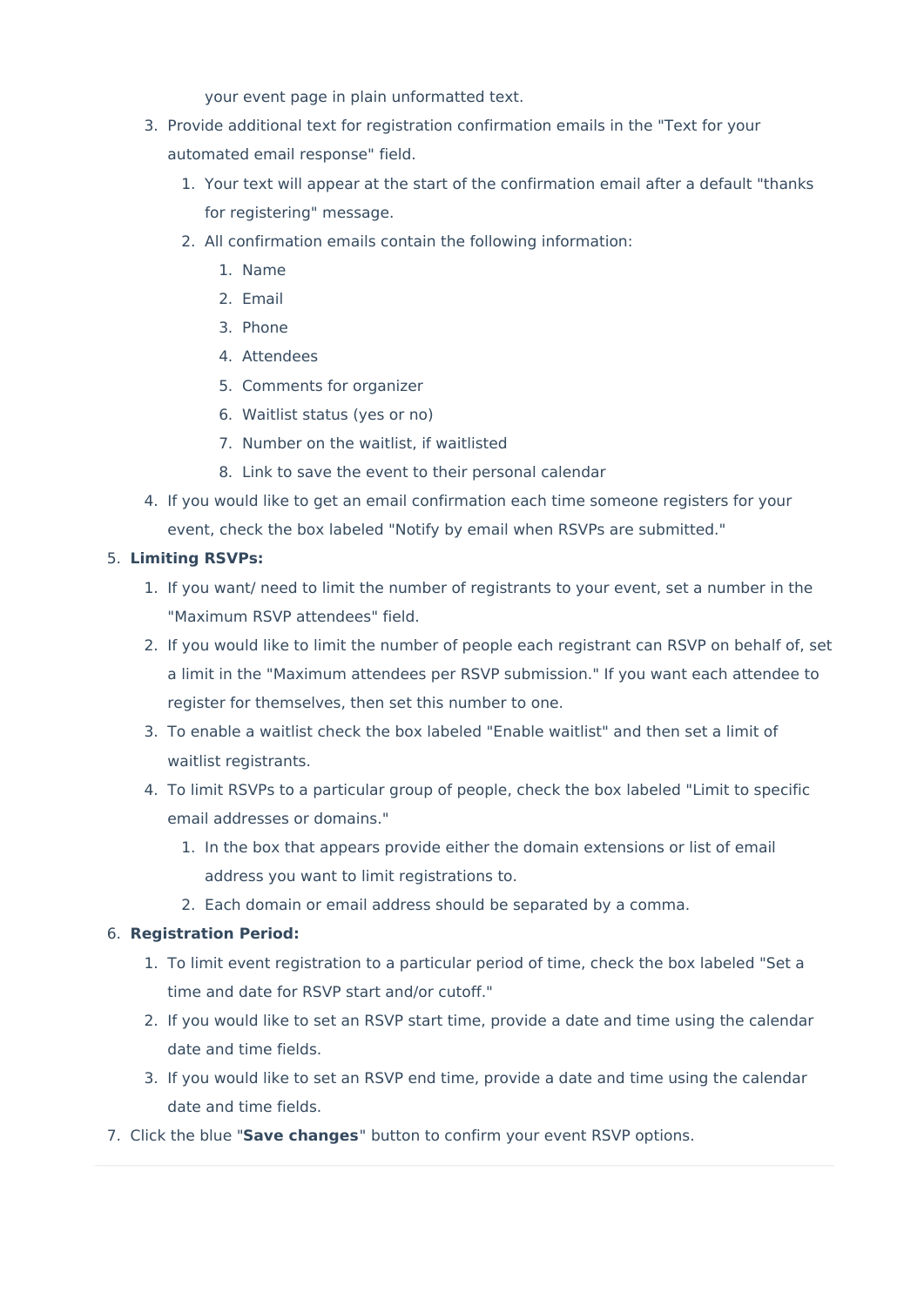your event page in plain unformatted text.

3. Provide additional text for registration confirmation emails in the "Text for your automated email response" field.
    1. Your text will appear at the start of the confirmation email after a default "thanks for registering" message.
    2. All confirmation emails contain the following information:
        1. Name
        2. Email
        3. Phone
        4. Attendees
        5. Comments for organizer
        6. Waitlist status (yes or no)
        7. Number on the waitlist, if waitlisted
        8. Link to save the event to their personal calendar
4. If you would like to get an email confirmation each time someone registers for your event, check the box labeled "Notify by email when RSVPs are submitted."

5. **Limiting RSVPs:**
    1. If you want/ need to limit the number of registrants to your event, set a number in the "Maximum RSVP attendees" field.
    2. If you would like to limit the number of people each registrant can RSVP on behalf of, set a limit in the "Maximum attendees per RSVP submission." If you want each attendee to register for themselves, then set this number to one.
    3. To enable a waitlist check the box labeled "Enable waitlist" and then set a limit of waitlist registrants.
    4. To limit RSVPs to a particular group of people, check the box labeled "Limit to specific email addresses or domains."
        1. In the box that appears provide either the domain extensions or list of email address you want to limit registrations to.
        2. Each domain or email address should be separated by a comma.
6. **Registration Period:**
    1. To limit event registration to a particular period of time, check the box labeled "Set a time and date for RSVP start and/or cutoff."
    2. If you would like to set an RSVP start time, provide a date and time using the calendar date and time fields.
    3. If you would like to set an RSVP end time, provide a date and time using the calendar date and time fields.
7. Click the blue "**Save changes**" button to confirm your event RSVP options.